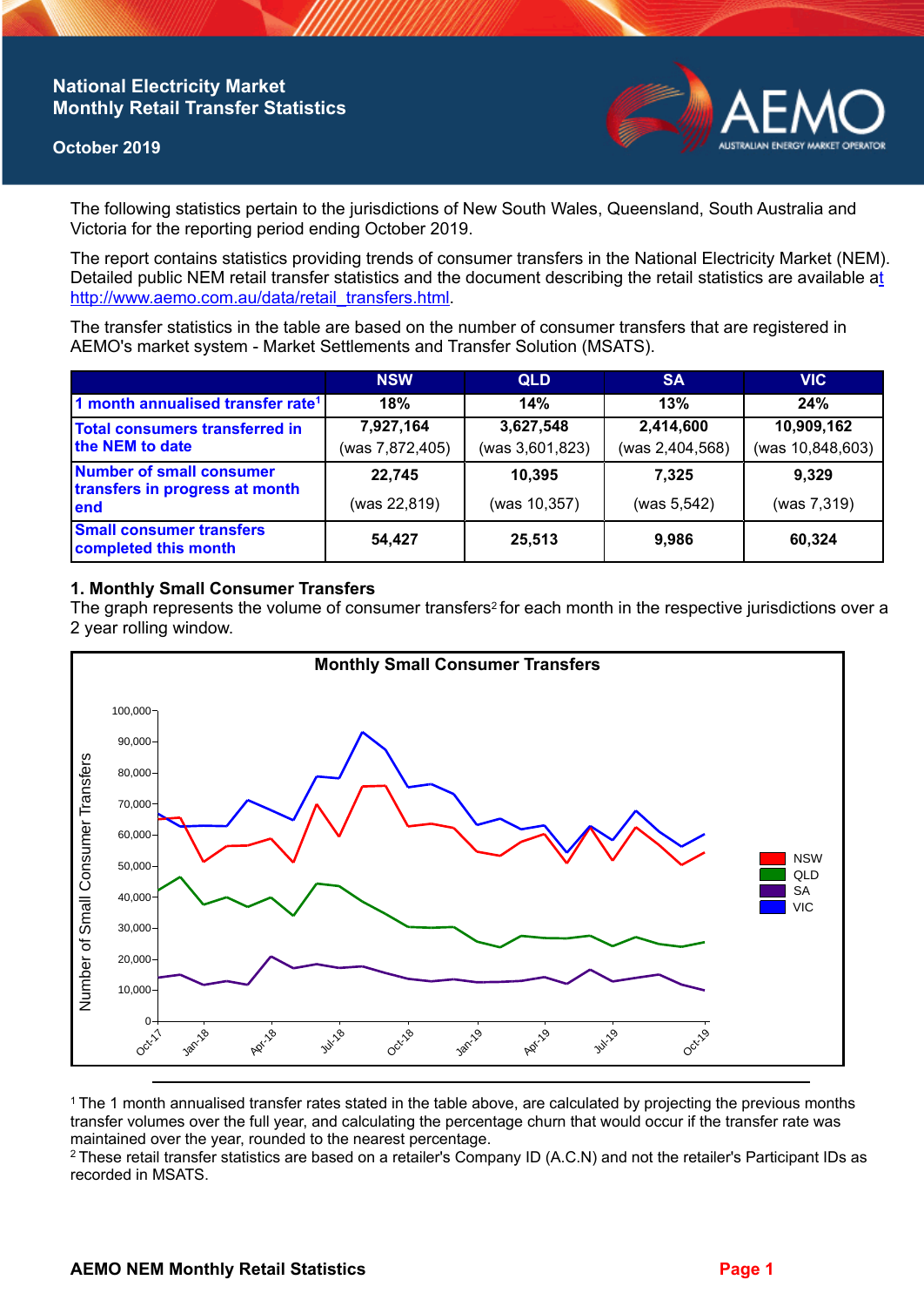# National Electricity Market
## Monthly Retail Transfer Statistics

**October 2019**

The following statistics pertain to the jurisdictions of New South Wales, Queensland, South Australia and Victoria for the reporting period ending October 2019.

The report contains statistics providing trends of consumer transfers in the National Electricity Market (NEM). Detailed public NEM retail transfer statistics and the document describing the retail statistics are available at http://www.aemo.com.au/data/retail_transfers.html.

The transfer statistics in the table are based on the number of consumer transfers that are registered in AEMO's market system - Market Settlements and Transfer Solution (MSATS).

| | NSW | QLD | SA | VIC |
|---|---|---|---|---|
| 1 month annualised transfer rate[1] | 18% | 14% | 13% | 24% |
| Total consumers transferred in the NEM to date | 7,927,164 (was 7,872,405) | 3,627,548 (was 3,601,823) | 2,414,600 (was 2,404,568) | 10,909,162 (was 10,848,603) |
| Number of small consumer transfers in progress at month end | 22,745 (was 22,819) | 10,395 (was 10,357) | 7,325 (was 5,542) | 9,329 (was 7,319) |
| Small consumer transfers completed this month | 54,427 | 25,513 | 9,986 | 60,324 |

### 1. Monthly Small Consumer Transfers

The graph represents the volume of consumer transfers[2] for each month in the respective jurisdictions over a 2 year rolling window.

[1] The 1 month annualised transfer rates stated in the table above, are calculated by projecting the previous months transfer volumes over the full year, and calculating the percentage churn that would occur if the transfer rate was maintained over the year, rounded to the nearest percentage.

[2] These retail transfer statistics are based on a retailer's Company ID (A.C.N) and not the retailer's Participant IDs as recorded in MSATS.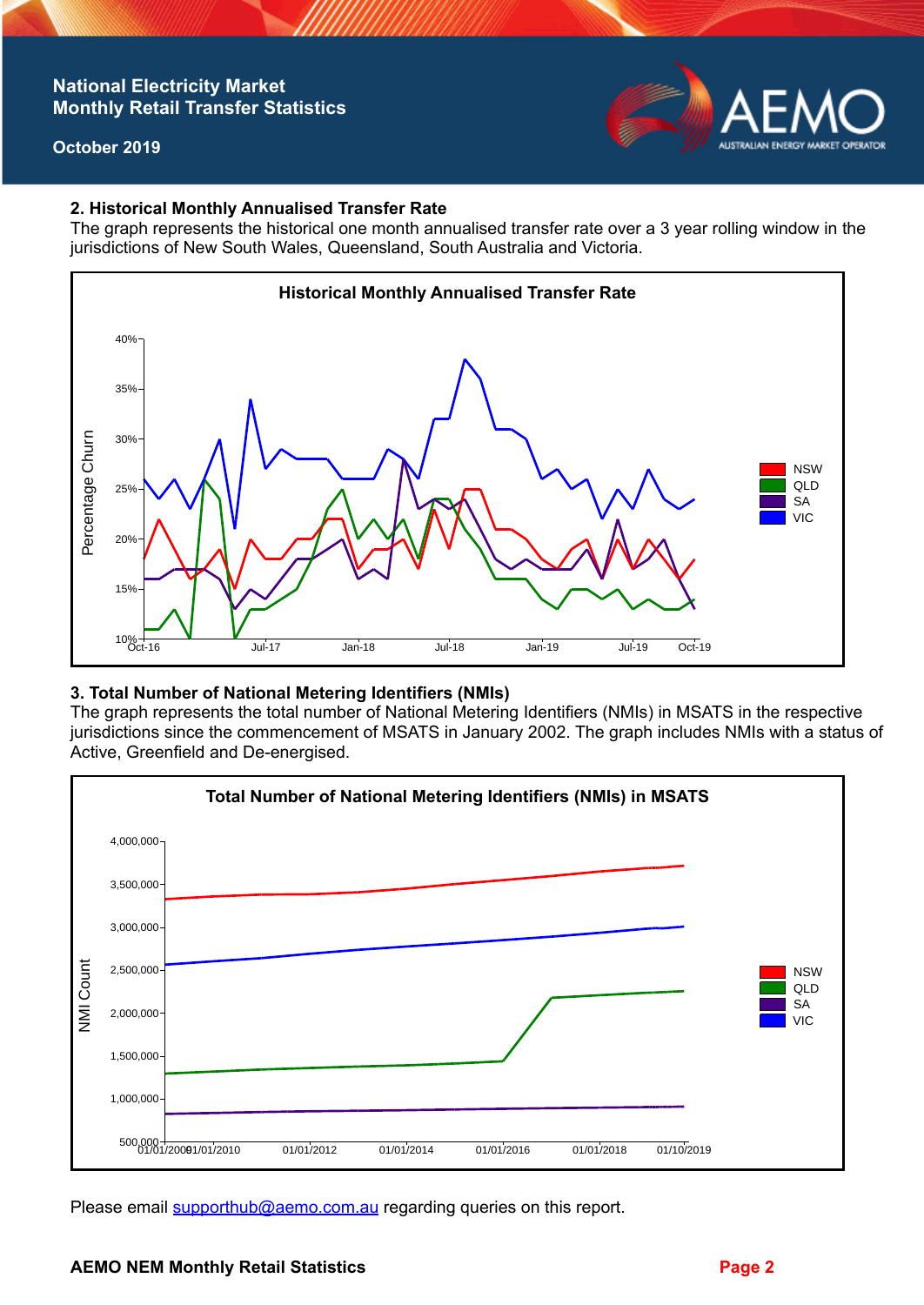National Electricity Market
Monthly Retail Transfer Statistics

October 2019

## 2. Historical Monthly Annualised Transfer Rate

The graph represents the historical one month annualised transfer rate over a 3 year rolling window in the jurisdictions of New South Wales, Queensland, South Australia and Victoria.

Historical Monthly Annualised Transfer Rate

Percentage Churn

40%
35%
30%
25%
20%
15%
10%

Oct-16
Jul-17
Jan-18
Jul-18
Jan-19
Jul-19
Oct-19

NSW
QLD
SA
VIC

## 3. Total Number of National Metering Identifiers (NMIs)

The graph represents the total number of National Metering Identifiers (NMIs) in MSATS in the respective jurisdictions since the commencement of MSATS in January 2002. The graph includes NMIs with a status of Active, Greenfield and De-energised.

Total Number of National Metering Identifiers (NMIs) in MSATS

NMI Count

4,000,000
3,500,000
3,000,000
2,500,000
2,000,000
1,500,000
1,000,000
500,000

01/01/2009
01/01/2010
01/01/2012
01/01/2014
01/01/2016
01/01/2018
01/10/2019

NSW
QLD
SA
VIC

Please email supporthub@aemo.com.au regarding queries on this report.